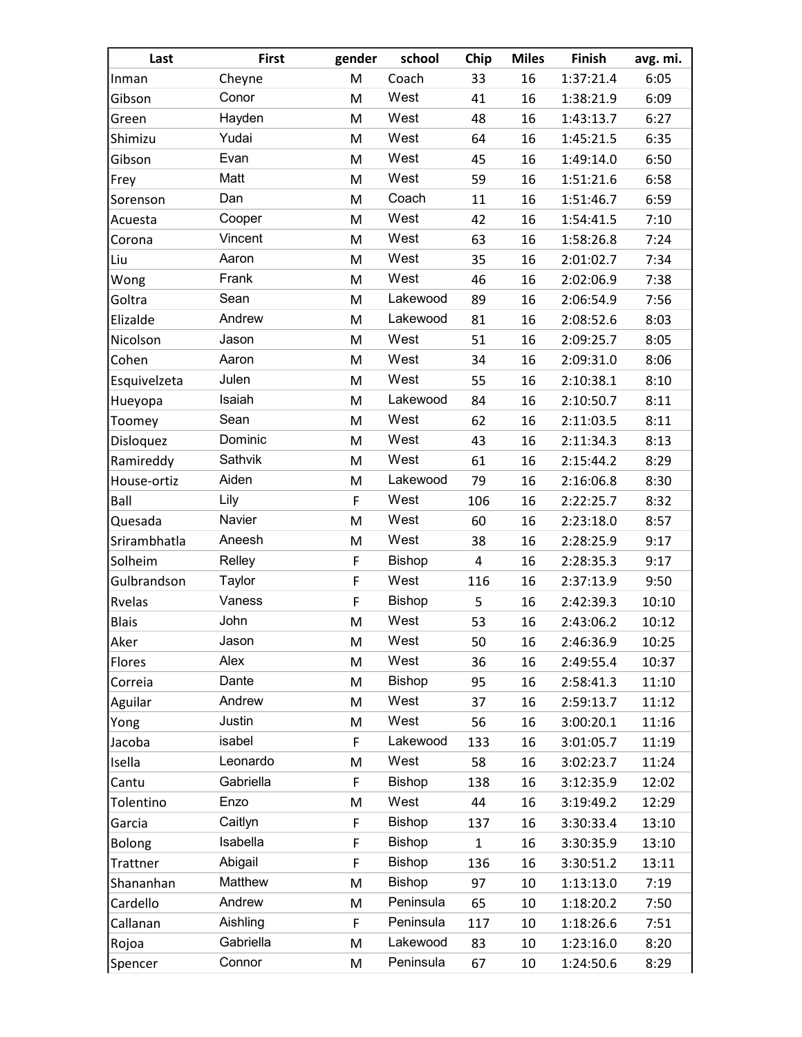| Last | First | gender | school | Chip | Miles | Finish | avg. mi. |
|---|---|---|---|---|---|---|---|
| Inman | Cheyne | M | Coach | 33 | 16 | 1:37:21.4 | 6:05 |
| Gibson | Conor | M | West | 41 | 16 | 1:38:21.9 | 6:09 |
| Green | Hayden | M | West | 48 | 16 | 1:43:13.7 | 6:27 |
| Shimizu | Yudai | M | West | 64 | 16 | 1:45:21.5 | 6:35 |
| Gibson | Evan | M | West | 45 | 16 | 1:49:14.0 | 6:50 |
| Frey | Matt | M | West | 59 | 16 | 1:51:21.6 | 6:58 |
| Sorenson | Dan | M | Coach | 11 | 16 | 1:51:46.7 | 6:59 |
| Acuesta | Cooper | M | West | 42 | 16 | 1:54:41.5 | 7:10 |
| Corona | Vincent | M | West | 63 | 16 | 1:58:26.8 | 7:24 |
| Liu | Aaron | M | West | 35 | 16 | 2:01:02.7 | 7:34 |
| Wong | Frank | M | West | 46 | 16 | 2:02:06.9 | 7:38 |
| Goltra | Sean | M | Lakewood | 89 | 16 | 2:06:54.9 | 7:56 |
| Elizalde | Andrew | M | Lakewood | 81 | 16 | 2:08:52.6 | 8:03 |
| Nicolson | Jason | M | West | 51 | 16 | 2:09:25.7 | 8:05 |
| Cohen | Aaron | M | West | 34 | 16 | 2:09:31.0 | 8:06 |
| Esquivelzeta | Julen | M | West | 55 | 16 | 2:10:38.1 | 8:10 |
| Hueyopa | Isaiah | M | Lakewood | 84 | 16 | 2:10:50.7 | 8:11 |
| Toomey | Sean | M | West | 62 | 16 | 2:11:03.5 | 8:11 |
| Disloquez | Dominic | M | West | 43 | 16 | 2:11:34.3 | 8:13 |
| Ramireddy | Sathvik | M | West | 61 | 16 | 2:15:44.2 | 8:29 |
| House-ortiz | Aiden | M | Lakewood | 79 | 16 | 2:16:06.8 | 8:30 |
| Ball | Lily | F | West | 106 | 16 | 2:22:25.7 | 8:32 |
| Quesada | Navier | M | West | 60 | 16 | 2:23:18.0 | 8:57 |
| Srirambhatla | Aneesh | M | West | 38 | 16 | 2:28:25.9 | 9:17 |
| Solheim | Relley | F | Bishop | 4 | 16 | 2:28:35.3 | 9:17 |
| Gulbrandson | Taylor | F | West | 116 | 16 | 2:37:13.9 | 9:50 |
| Rvelas | Vaness | F | Bishop | 5 | 16 | 2:42:39.3 | 10:10 |
| Blais | John | M | West | 53 | 16 | 2:43:06.2 | 10:12 |
| Aker | Jason | M | West | 50 | 16 | 2:46:36.9 | 10:25 |
| Flores | Alex | M | West | 36 | 16 | 2:49:55.4 | 10:37 |
| Correia | Dante | M | Bishop | 95 | 16 | 2:58:41.3 | 11:10 |
| Aguilar | Andrew | M | West | 37 | 16 | 2:59:13.7 | 11:12 |
| Yong | Justin | M | West | 56 | 16 | 3:00:20.1 | 11:16 |
| Jacoba | isabel | F | Lakewood | 133 | 16 | 3:01:05.7 | 11:19 |
| Isella | Leonardo | M | West | 58 | 16 | 3:02:23.7 | 11:24 |
| Cantu | Gabriella | F | Bishop | 138 | 16 | 3:12:35.9 | 12:02 |
| Tolentino | Enzo | M | West | 44 | 16 | 3:19:49.2 | 12:29 |
| Garcia | Caitlyn | F | Bishop | 137 | 16 | 3:30:33.4 | 13:10 |
| Bolong | Isabella | F | Bishop | 1 | 16 | 3:30:35.9 | 13:10 |
| Trattner | Abigail | F | Bishop | 136 | 16 | 3:30:51.2 | 13:11 |
| Shananhan | Matthew | M | Bishop | 97 | 10 | 1:13:13.0 | 7:19 |
| Cardello | Andrew | M | Peninsula | 65 | 10 | 1:18:20.2 | 7:50 |
| Callanan | Aishling | F | Peninsula | 117 | 10 | 1:18:26.6 | 7:51 |
| Rojoa | Gabriella | M | Lakewood | 83 | 10 | 1:23:16.0 | 8:20 |
| Spencer | Connor | M | Peninsula | 67 | 10 | 1:24:50.6 | 8:29 |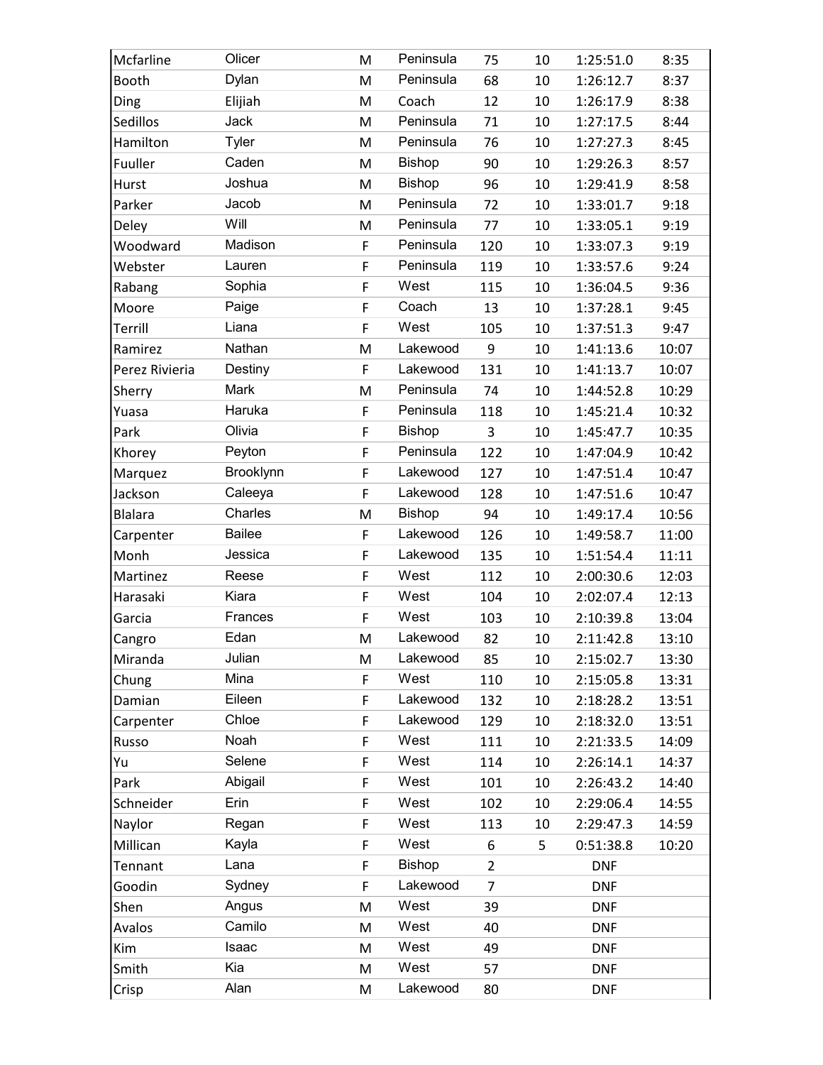| | | | | | | | |
|---|---|---|---|---|---|---|---|
| Mcfarline | Olicer | M | Peninsula | 75 | 10 | 1:25:51.0 | 8:35 |
| Booth | Dylan | M | Peninsula | 68 | 10 | 1:26:12.7 | 8:37 |
| Ding | Elijiah | M | Coach | 12 | 10 | 1:26:17.9 | 8:38 |
| Sedillos | Jack | M | Peninsula | 71 | 10 | 1:27:17.5 | 8:44 |
| Hamilton | Tyler | M | Peninsula | 76 | 10 | 1:27:27.3 | 8:45 |
| Fuuller | Caden | M | Bishop | 90 | 10 | 1:29:26.3 | 8:57 |
| Hurst | Joshua | M | Bishop | 96 | 10 | 1:29:41.9 | 8:58 |
| Parker | Jacob | M | Peninsula | 72 | 10 | 1:33:01.7 | 9:18 |
| Deley | Will | M | Peninsula | 77 | 10 | 1:33:05.1 | 9:19 |
| Woodward | Madison | F | Peninsula | 120 | 10 | 1:33:07.3 | 9:19 |
| Webster | Lauren | F | Peninsula | 119 | 10 | 1:33:57.6 | 9:24 |
| Rabang | Sophia | F | West | 115 | 10 | 1:36:04.5 | 9:36 |
| Moore | Paige | F | Coach | 13 | 10 | 1:37:28.1 | 9:45 |
| Terrill | Liana | F | West | 105 | 10 | 1:37:51.3 | 9:47 |
| Ramirez | Nathan | M | Lakewood | 9 | 10 | 1:41:13.6 | 10:07 |
| Perez Rivieria | Destiny | F | Lakewood | 131 | 10 | 1:41:13.7 | 10:07 |
| Sherry | Mark | M | Peninsula | 74 | 10 | 1:44:52.8 | 10:29 |
| Yuasa | Haruka | F | Peninsula | 118 | 10 | 1:45:21.4 | 10:32 |
| Park | Olivia | F | Bishop | 3 | 10 | 1:45:47.7 | 10:35 |
| Khorey | Peyton | F | Peninsula | 122 | 10 | 1:47:04.9 | 10:42 |
| Marquez | Brooklynn | F | Lakewood | 127 | 10 | 1:47:51.4 | 10:47 |
| Jackson | Caleeya | F | Lakewood | 128 | 10 | 1:47:51.6 | 10:47 |
| Blalara | Charles | M | Bishop | 94 | 10 | 1:49:17.4 | 10:56 |
| Carpenter | Bailee | F | Lakewood | 126 | 10 | 1:49:58.7 | 11:00 |
| Monh | Jessica | F | Lakewood | 135 | 10 | 1:51:54.4 | 11:11 |
| Martinez | Reese | F | West | 112 | 10 | 2:00:30.6 | 12:03 |
| Harasaki | Kiara | F | West | 104 | 10 | 2:02:07.4 | 12:13 |
| Garcia | Frances | F | West | 103 | 10 | 2:10:39.8 | 13:04 |
| Cangro | Edan | M | Lakewood | 82 | 10 | 2:11:42.8 | 13:10 |
| Miranda | Julian | M | Lakewood | 85 | 10 | 2:15:02.7 | 13:30 |
| Chung | Mina | F | West | 110 | 10 | 2:15:05.8 | 13:31 |
| Damian | Eileen | F | Lakewood | 132 | 10 | 2:18:28.2 | 13:51 |
| Carpenter | Chloe | F | Lakewood | 129 | 10 | 2:18:32.0 | 13:51 |
| Russo | Noah | F | West | 111 | 10 | 2:21:33.5 | 14:09 |
| Yu | Selene | F | West | 114 | 10 | 2:26:14.1 | 14:37 |
| Park | Abigail | F | West | 101 | 10 | 2:26:43.2 | 14:40 |
| Schneider | Erin | F | West | 102 | 10 | 2:29:06.4 | 14:55 |
| Naylor | Regan | F | West | 113 | 10 | 2:29:47.3 | 14:59 |
| Millican | Kayla | F | West | 6 | 5 | 0:51:38.8 | 10:20 |
| Tennant | Lana | F | Bishop | 2 | | DNF | |
| Goodin | Sydney | F | Lakewood | 7 | | DNF | |
| Shen | Angus | M | West | 39 | | DNF | |
| Avalos | Camilo | M | West | 40 | | DNF | |
| Kim | Isaac | M | West | 49 | | DNF | |
| Smith | Kia | M | West | 57 | | DNF | |
| Crisp | Alan | M | Lakewood | 80 | | DNF | |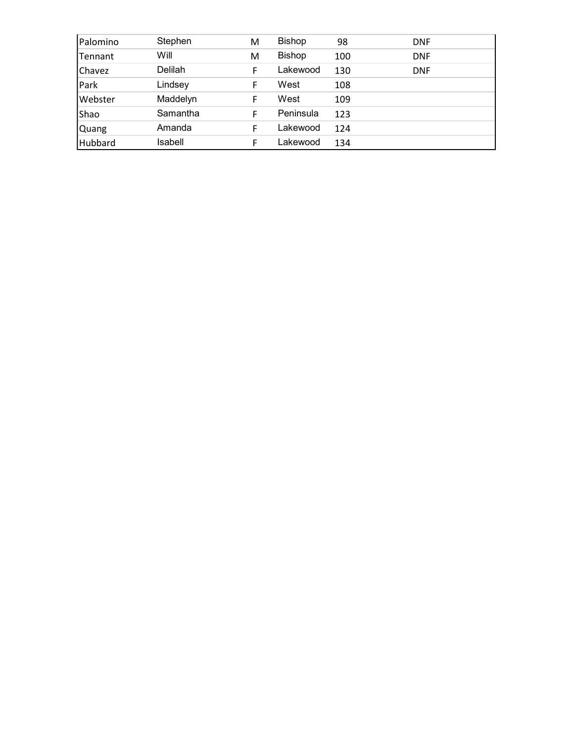| | | | | | |
|---|---|---|---|---|---|
| Palomino | Stephen | M | Bishop | 98 | DNF |
| Tennant | Will | M | Bishop | 100 | DNF |
| Chavez | Delilah | F | Lakewood | 130 | DNF |
| Park | Lindsey | F | West | 108 | |
| Webster | Maddelyn | F | West | 109 | |
| Shao | Samantha | F | Peninsula | 123 | |
| Quang | Amanda | F | Lakewood | 124 | |
| Hubbard | Isabell | F | Lakewood | 134 | |